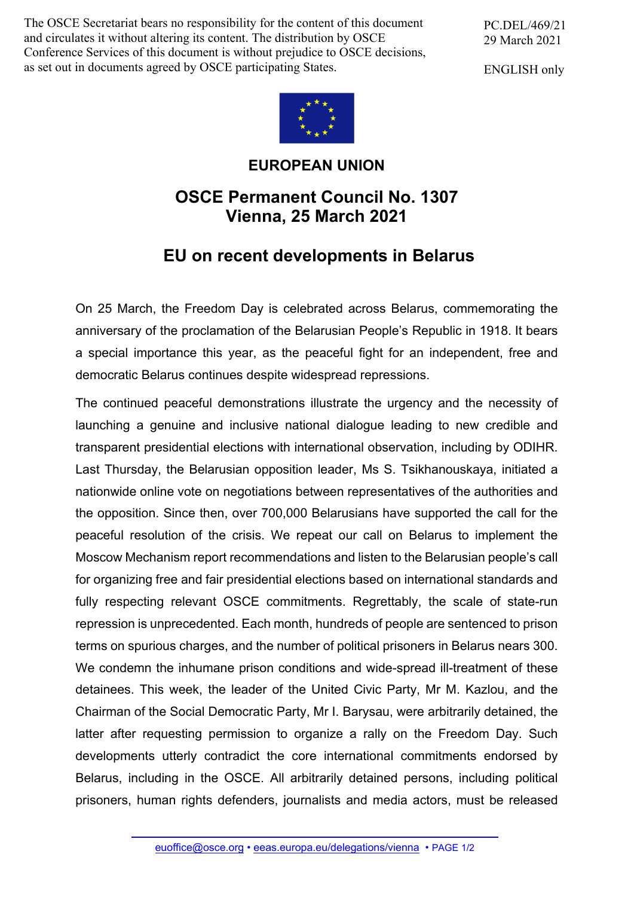The OSCE Secretariat bears no responsibility for the content of this document and circulates it without altering its content. The distribution by OSCE Conference Services of this document is without prejudice to OSCE decisions, as set out in documents agreed by OSCE participating States.

PC.DEL/469/21
29 March 2021

ENGLISH only

**EUROPEAN UNION**

# OSCE Permanent Council No. 1307
# Vienna, 25 March 2021

## EU on recent developments in Belarus

On 25 March, the Freedom Day is celebrated across Belarus, commemorating the anniversary of the proclamation of the Belarusian People's Republic in 1918. It bears a special importance this year, as the peaceful fight for an independent, free and democratic Belarus continues despite widespread repressions.

The continued peaceful demonstrations illustrate the urgency and the necessity of launching a genuine and inclusive national dialogue leading to new credible and transparent presidential elections with international observation, including by ODIHR. Last Thursday, the Belarusian opposition leader, Ms S. Tsikhanouskaya, initiated a nationwide online vote on negotiations between representatives of the authorities and the opposition. Since then, over 700,000 Belarusians have supported the call for the peaceful resolution of the crisis. We repeat our call on Belarus to implement the Moscow Mechanism report recommendations and listen to the Belarusian people's call for organizing free and fair presidential elections based on international standards and fully respecting relevant OSCE commitments. Regrettably, the scale of state-run repression is unprecedented. Each month, hundreds of people are sentenced to prison terms on spurious charges, and the number of political prisoners in Belarus nears 300. We condemn the inhumane prison conditions and wide-spread ill-treatment of these detainees. This week, the leader of the United Civic Party, Mr M. Kazlou, and the Chairman of the Social Democratic Party, Mr I. Barysau, were arbitrarily detained, the latter after requesting permission to organize a rally on the Freedom Day. Such developments utterly contradict the core international commitments endorsed by Belarus, including in the OSCE. All arbitrarily detained persons, including political prisoners, human rights defenders, journalists and media actors, must be released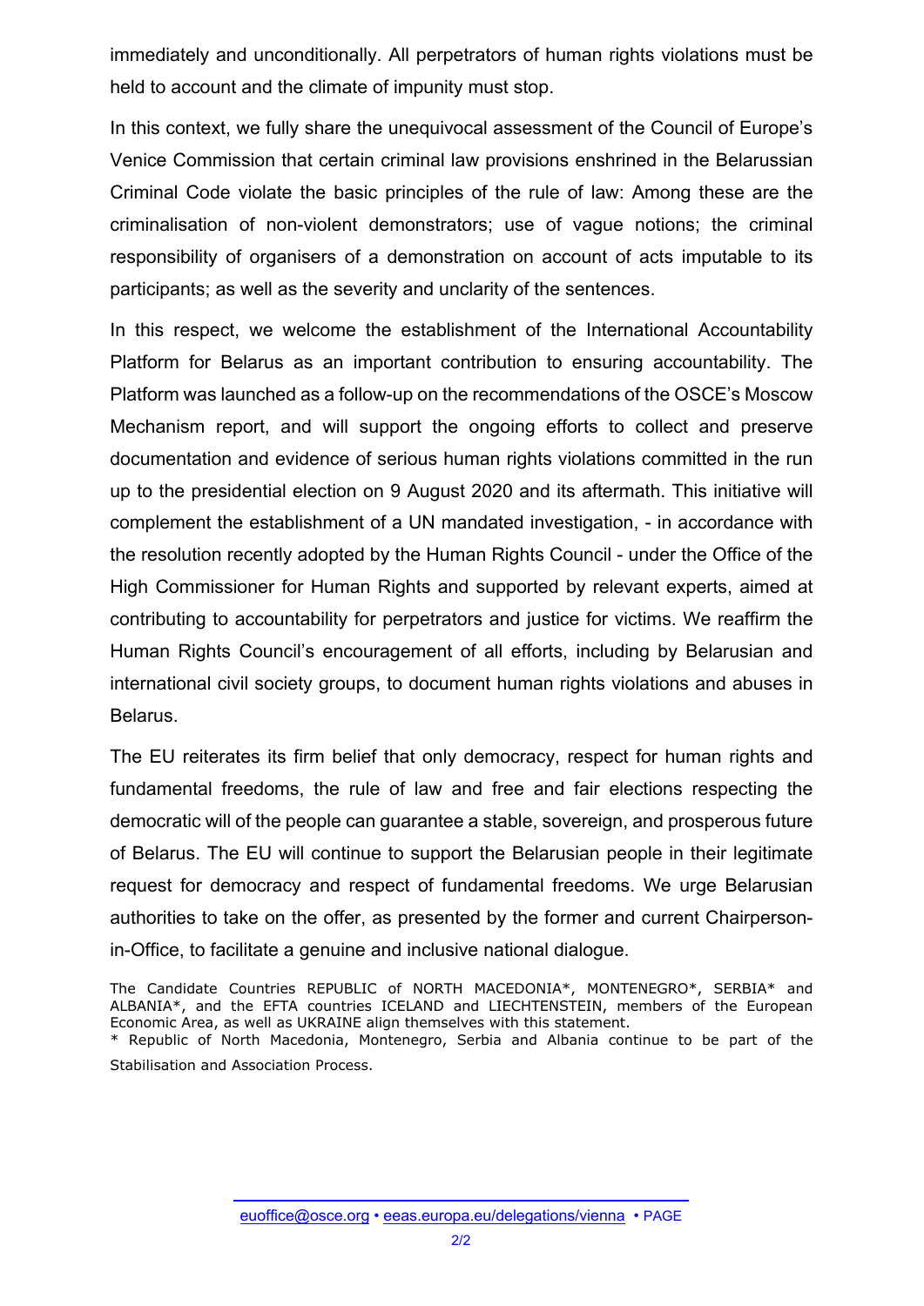immediately and unconditionally. All perpetrators of human rights violations must be held to account and the climate of impunity must stop.

In this context, we fully share the unequivocal assessment of the Council of Europe's Venice Commission that certain criminal law provisions enshrined in the Belarussian Criminal Code violate the basic principles of the rule of law: Among these are the criminalisation of non-violent demonstrators; use of vague notions; the criminal responsibility of organisers of a demonstration on account of acts imputable to its participants; as well as the severity and unclarity of the sentences.

In this respect, we welcome the establishment of the International Accountability Platform for Belarus as an important contribution to ensuring accountability. The Platform was launched as a follow-up on the recommendations of the OSCE's Moscow Mechanism report, and will support the ongoing efforts to collect and preserve documentation and evidence of serious human rights violations committed in the run up to the presidential election on 9 August 2020 and its aftermath. This initiative will complement the establishment of a UN mandated investigation, - in accordance with the resolution recently adopted by the Human Rights Council - under the Office of the High Commissioner for Human Rights and supported by relevant experts, aimed at contributing to accountability for perpetrators and justice for victims. We reaffirm the Human Rights Council's encouragement of all efforts, including by Belarusian and international civil society groups, to document human rights violations and abuses in Belarus.

The EU reiterates its firm belief that only democracy, respect for human rights and fundamental freedoms, the rule of law and free and fair elections respecting the democratic will of the people can guarantee a stable, sovereign, and prosperous future of Belarus. The EU will continue to support the Belarusian people in their legitimate request for democracy and respect of fundamental freedoms. We urge Belarusian authorities to take on the offer, as presented by the former and current Chairperson-in-Office, to facilitate a genuine and inclusive national dialogue.

The Candidate Countries REPUBLIC of NORTH MACEDONIA*, MONTENEGRO*, SERBIA* and ALBANIA*, and the EFTA countries ICELAND and LIECHTENSTEIN, members of the European Economic Area, as well as UKRAINE align themselves with this statement.

* Republic of North Macedonia, Montenegro, Serbia and Albania continue to be part of the Stabilisation and Association Process.

euoffice@osce.org • eeas.europa.eu/delegations/vienna